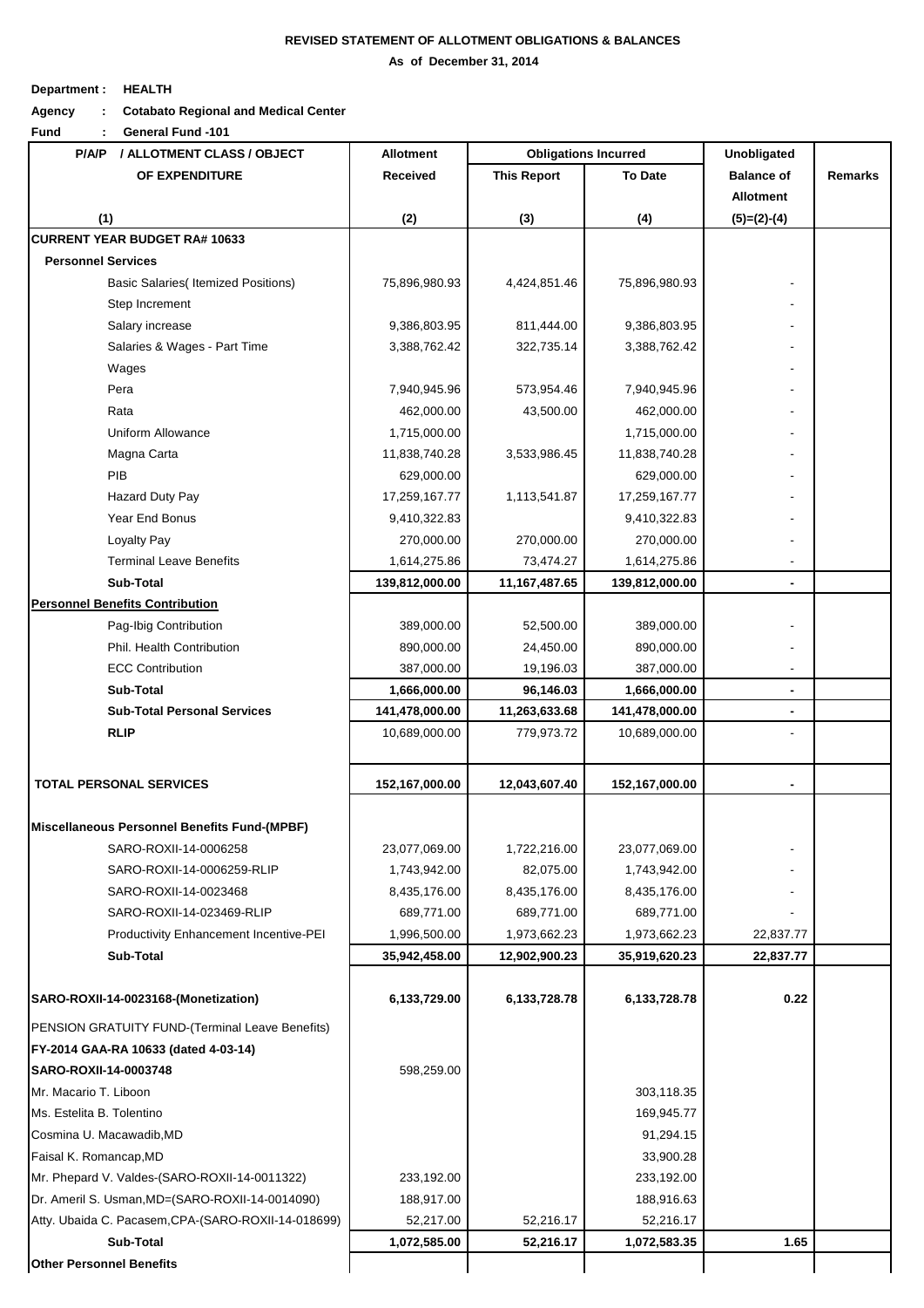**REVISED STATEMENT OF ALLOTMENT OBLIGATIONS & BALANCES**

**As of December 31, 2014**

**Department : HEALTH**

**Agency : Cotabato Regional and Medical Center**

**Fund : General Fund -101**

| P/A/P / ALLOTMENT CLASS / OBJECT OF EXPENDITURE | Allotment Received | Obligations Incurred | | Unobligated Balance of Allotment | Remarks |
|---|---|---|---|---|---|
| | | This Report | To Date | | |
| (1) | (2) | (3) | (4) | (5)=(2)-(4) | |
| **CURRENT YEAR BUDGET RA# 10633** | | | | | |
| **Personnel Services** | | | | | |
| Basic Salaries( Itemized Positions) | 75,896,980.93 | 4,424,851.46 | 75,896,980.93 | - | |
| Step Increment | | | | - | |
| Salary increase | 9,386,803.95 | 811,444.00 | 9,386,803.95 | - | |
| Salaries & Wages - Part Time | 3,388,762.42 | 322,735.14 | 3,388,762.42 | - | |
| Wages | | | | - | |
| Pera | 7,940,945.96 | 573,954.46 | 7,940,945.96 | - | |
| Rata | 462,000.00 | 43,500.00 | 462,000.00 | - | |
| Uniform Allowance | 1,715,000.00 | | 1,715,000.00 | - | |
| Magna Carta | 11,838,740.28 | 3,533,986.45 | 11,838,740.28 | - | |
| PIB | 629,000.00 | | 629,000.00 | - | |
| Hazard Duty Pay | 17,259,167.77 | 1,113,541.87 | 17,259,167.77 | - | |
| Year End Bonus | 9,410,322.83 | | 9,410,322.83 | - | |
| Loyalty Pay | 270,000.00 | 270,000.00 | 270,000.00 | - | |
| Terminal Leave Benefits | 1,614,275.86 | 73,474.27 | 1,614,275.86 | - | |
| **Sub-Total** | **139,812,000.00** | **11,167,487.65** | **139,812,000.00** | **-** | |
| **Personnel Benefits Contribution** | | | | | |
| Pag-Ibig Contribution | 389,000.00 | 52,500.00 | 389,000.00 | - | |
| Phil. Health Contribution | 890,000.00 | 24,450.00 | 890,000.00 | - | |
| ECC Contribution | 387,000.00 | 19,196.03 | 387,000.00 | - | |
| **Sub-Total** | **1,666,000.00** | **96,146.03** | **1,666,000.00** | **-** | |
| **Sub-Total Personal Services** | **141,478,000.00** | **11,263,633.68** | **141,478,000.00** | **-** | |
| **RLIP** | 10,689,000.00 | 779,973.72 | 10,689,000.00 | - | |
| **TOTAL PERSONAL SERVICES** | **152,167,000.00** | **12,043,607.40** | **152,167,000.00** | **-** | |
| **Miscellaneous Personnel Benefits Fund-(MPBF)** | | | | | |
| SARO-ROXII-14-0006258 | 23,077,069.00 | 1,722,216.00 | 23,077,069.00 | - | |
| SARO-ROXII-14-0006259-RLIP | 1,743,942.00 | 82,075.00 | 1,743,942.00 | - | |
| SARO-ROXII-14-0023468 | 8,435,176.00 | 8,435,176.00 | 8,435,176.00 | - | |
| SARO-ROXII-14-023469-RLIP | 689,771.00 | 689,771.00 | 689,771.00 | - | |
| Productivity Enhancement Incentive-PEI | 1,996,500.00 | 1,973,662.23 | 1,973,662.23 | 22,837.77 | |
| **Sub-Total** | **35,942,458.00** | **12,902,900.23** | **35,919,620.23** | **22,837.77** | |
| **SARO-ROXII-14-0023168-(Monetization)** | **6,133,729.00** | **6,133,728.78** | **6,133,728.78** | **0.22** | |
| PENSION GRATUITY FUND-(Terminal Leave Benefits) | | | | | |
| **FY-2014 GAA-RA 10633 (dated 4-03-14)** | | | | | |
| **SARO-ROXII-14-0003748** | 598,259.00 | | | | |
| Mr. Macario T. Liboon | | | 303,118.35 | | |
| Ms. Estelita B. Tolentino | | | 169,945.77 | | |
| Cosmina U. Macawadib,MD | | | 91,294.15 | | |
| Faisal K. Romancap,MD | | | 33,900.28 | | |
| Mr. Phepard V. Valdes-(SARO-ROXII-14-0011322) | 233,192.00 | | 233,192.00 | | |
| Dr. Ameril S. Usman,MD=(SARO-ROXII-14-0014090) | 188,917.00 | | 188,916.63 | | |
| Atty. Ubaida C. Pacasem,CPA-(SARO-ROXII-14-018699) | 52,217.00 | 52,216.17 | 52,216.17 | | |
| **Sub-Total** | **1,072,585.00** | **52,216.17** | **1,072,583.35** | **1.65** | |
| **Other Personnel Benefits** | | | | | |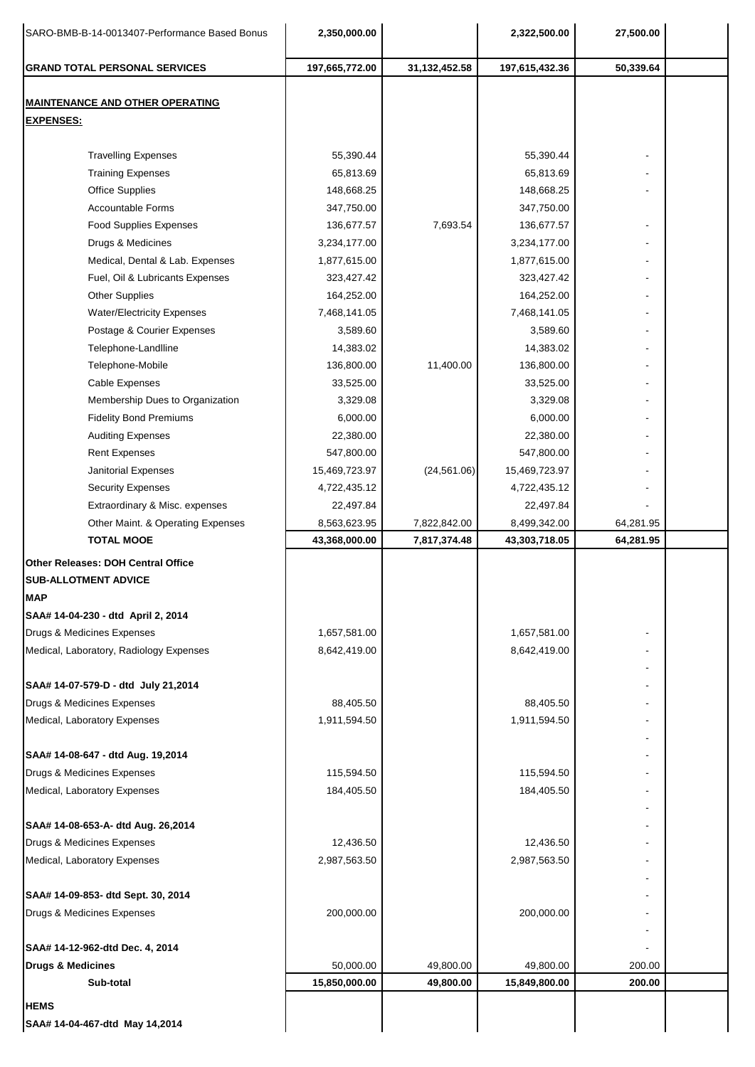| | | | | | |
|---|---|---|---|---|---|
| SARO-BMB-B-14-0013407-Performance Based Bonus | 2,350,000.00 | | 2,322,500.00 | 27,500.00 | |
| **GRAND TOTAL PERSONAL SERVICES** | **197,665,772.00** | **31,132,452.58** | **197,615,432.36** | **50,339.64** | |
| **MAINTENANCE AND OTHER OPERATING EXPENSES:** | | | | | |
| Travelling Expenses | 55,390.44 | | 55,390.44 | - | |
| Training Expenses | 65,813.69 | | 65,813.69 | - | |
| Office Supplies | 148,668.25 | | 148,668.25 | - | |
| Accountable Forms | 347,750.00 | | 347,750.00 | | |
| Food Supplies Expenses | 136,677.57 | 7,693.54 | 136,677.57 | - | |
| Drugs & Medicines | 3,234,177.00 | | 3,234,177.00 | - | |
| Medical, Dental & Lab. Expenses | 1,877,615.00 | | 1,877,615.00 | - | |
| Fuel, Oil & Lubricants Expenses | 323,427.42 | | 323,427.42 | - | |
| Other Supplies | 164,252.00 | | 164,252.00 | - | |
| Water/Electricity Expenses | 7,468,141.05 | | 7,468,141.05 | - | |
| Postage & Courier Expenses | 3,589.60 | | 3,589.60 | - | |
| Telephone-Landlline | 14,383.02 | | 14,383.02 | - | |
| Telephone-Mobile | 136,800.00 | 11,400.00 | 136,800.00 | - | |
| Cable Expenses | 33,525.00 | | 33,525.00 | - | |
| Membership Dues to Organization | 3,329.08 | | 3,329.08 | - | |
| Fidelity Bond Premiums | 6,000.00 | | 6,000.00 | - | |
| Auditing Expenses | 22,380.00 | | 22,380.00 | - | |
| Rent Expenses | 547,800.00 | | 547,800.00 | - | |
| Janitorial Expenses | 15,469,723.97 | (24,561.06) | 15,469,723.97 | - | |
| Security Expenses | 4,722,435.12 | | 4,722,435.12 | - | |
| Extraordinary & Misc. expenses | 22,497.84 | | 22,497.84 | - | |
| Other Maint. & Operating Expenses | 8,563,623.95 | 7,822,842.00 | 8,499,342.00 | 64,281.95 | |
| **TOTAL MOOE** | **43,368,000.00** | **7,817,374.48** | **43,303,718.05** | **64,281.95** | |
| **Other Releases: DOH Central Office** | | | | | |
| **SUB-ALLOTMENT ADVICE** | | | | | |
| **MAP** | | | | | |
| **SAA# 14-04-230 - dtd April 2, 2014** | | | | | |
| Drugs & Medicines Expenses | 1,657,581.00 | | 1,657,581.00 | - | |
| Medical, Laboratory, Radiology Expenses | 8,642,419.00 | | 8,642,419.00 | - | |
| | | | | - | |
| **SAA# 14-07-579-D - dtd July 21,2014** | | | | - | |
| Drugs & Medicines Expenses | 88,405.50 | | 88,405.50 | - | |
| Medical, Laboratory Expenses | 1,911,594.50 | | 1,911,594.50 | - | |
| | | | | - | |
| **SAA# 14-08-647 - dtd Aug. 19,2014** | | | | - | |
| Drugs & Medicines Expenses | 115,594.50 | | 115,594.50 | - | |
| Medical, Laboratory Expenses | 184,405.50 | | 184,405.50 | - | |
| | | | | - | |
| **SAA# 14-08-653-A- dtd Aug. 26,2014** | | | | - | |
| Drugs & Medicines Expenses | 12,436.50 | | 12,436.50 | - | |
| Medical, Laboratory Expenses | 2,987,563.50 | | 2,987,563.50 | - | |
| | | | | - | |
| **SAA# 14-09-853- dtd Sept. 30, 2014** | | | | - | |
| Drugs & Medicines Expenses | 200,000.00 | | 200,000.00 | - | |
| | | | | - | |
| **SAA# 14-12-962-dtd Dec. 4, 2014** | | | | - | |
| **Drugs & Medicines** | 50,000.00 | 49,800.00 | 49,800.00 | 200.00 | |
| **Sub-total** | **15,850,000.00** | **49,800.00** | **15,849,800.00** | **200.00** | |
| **HEMS** | | | | | |
| **SAA# 14-04-467-dtd May 14,2014** | | | | | |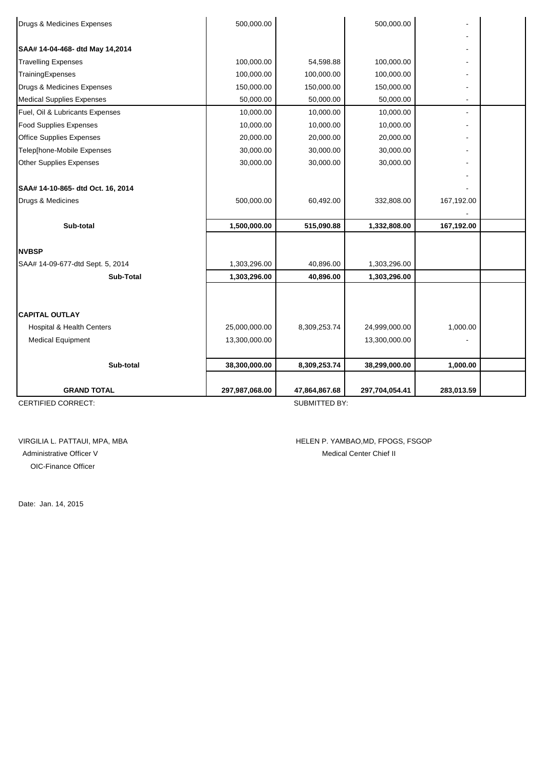| | | | | | |
|---|---|---|---|---|---|
| Drugs & Medicines Expenses | 500,000.00 | | 500,000.00 | - | |
| | | | | - | |
| **SAA# 14-04-468- dtd May 14,2014** | | | | - | |
| Travelling Expenses | 100,000.00 | 54,598.88 | 100,000.00 | - | |
| TrainingExpenses | 100,000.00 | 100,000.00 | 100,000.00 | - | |
| Drugs & Medicines Expenses | 150,000.00 | 150,000.00 | 150,000.00 | - | |
| Medical Supplies Expenses | 50,000.00 | 50,000.00 | 50,000.00 | - | |
| Fuel, Oil & Lubricants Expenses | 10,000.00 | 10,000.00 | 10,000.00 | - | |
| Food Supplies Expenses | 10,000.00 | 10,000.00 | 10,000.00 | - | |
| Office Supplies Expenses | 20,000.00 | 20,000.00 | 20,000.00 | - | |
| Telep[hone-Mobile Expenses | 30,000.00 | 30,000.00 | 30,000.00 | - | |
| Other Supplies Expenses | 30,000.00 | 30,000.00 | 30,000.00 | - | |
| | | | | - | |
| **SAA# 14-10-865- dtd Oct. 16, 2014** | | | | - | |
| Drugs & Medicines | 500,000.00 | 60,492.00 | 332,808.00 | 167,192.00 | |
| | | | | - | |
| **Sub-total** | **1,500,000.00** | **515,090.88** | **1,332,808.00** | **167,192.00** | |
| | | | | | |
| **NVBSP** | | | | | |
| SAA# 14-09-677-dtd Sept. 5, 2014 | 1,303,296.00 | 40,896.00 | 1,303,296.00 | | |
| **Sub-Total** | **1,303,296.00** | **40,896.00** | **1,303,296.00** | | |
| | | | | | |
| **CAPITAL OUTLAY** | | | | | |
| Hospital & Health Centers | 25,000,000.00 | 8,309,253.74 | 24,999,000.00 | 1,000.00 | |
| Medical Equipment | 13,300,000.00 | | 13,300,000.00 | - | |
| | | | | | |
| **Sub-total** | **38,300,000.00** | **8,309,253.74** | **38,299,000.00** | **1,000.00** | |
| | | | | | |
| **GRAND TOTAL** | **297,987,068.00** | **47,864,867.68** | **297,704,054.41** | **283,013.59** | |

CERTIFIED CORRECT:

VIRGILIA L. PATTAUI, MPA, MBA
Administrative Officer V
OIC-Finance Officer

SUBMITTED BY:

HELEN P. YAMBAO,MD, FPOGS, FSGOP
Medical Center Chief II

Date: Jan. 14, 2015